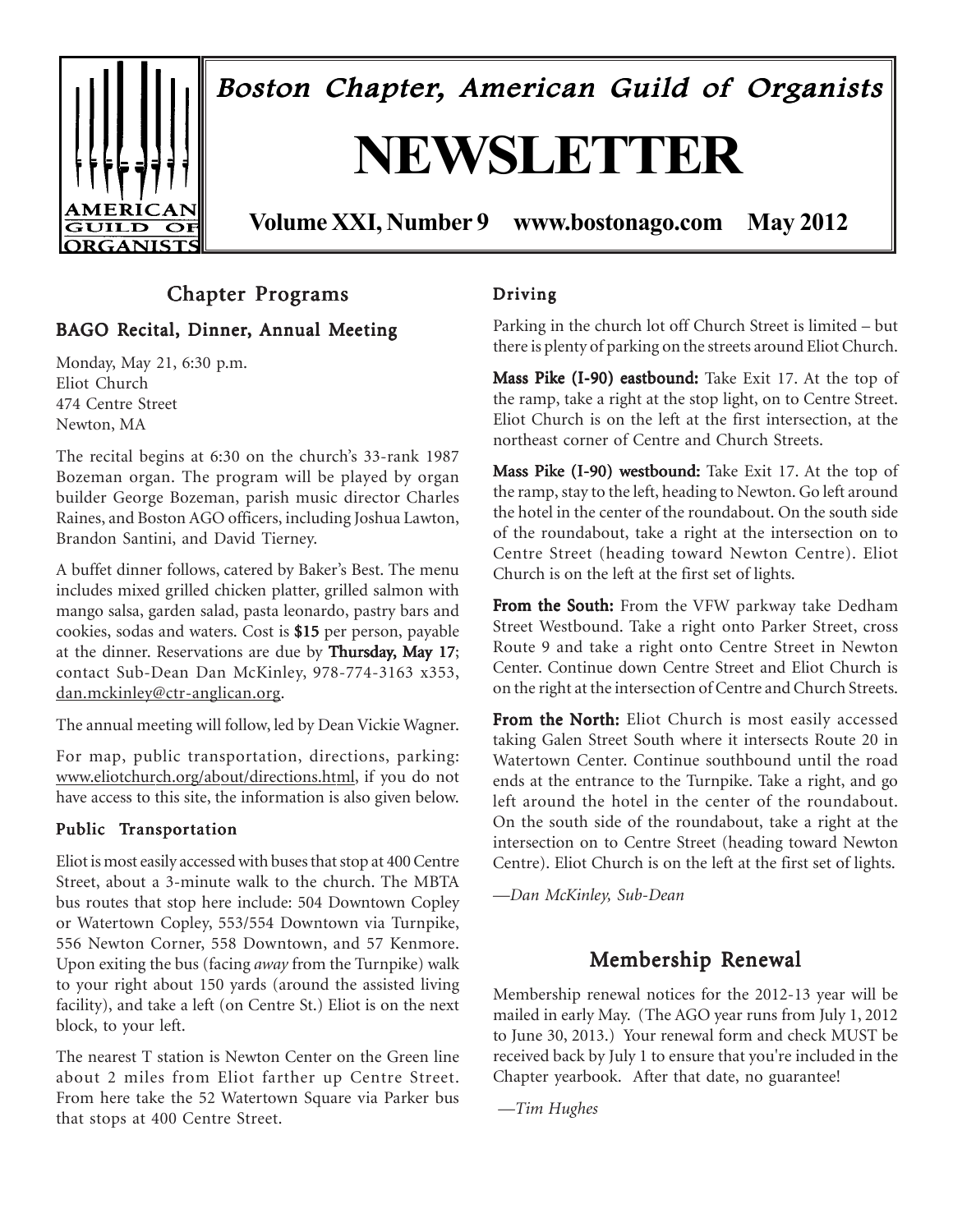Boston Chapter, American Guild of Organists

# NEWSLETTER

**Volume XXI, Number 9 www.bostonago.com May 2012**

## Chapter Programs

### BAGO Recital, Dinner, Annual Meeting

Monday, May 21, 6:30 p.m.
Eliot Church
474 Centre Street
Newton, MA

The recital begins at 6:30 on the church's 33-rank 1987 Bozeman organ. The program will be played by organ builder George Bozeman, parish music director Charles Raines, and Boston AGO officers, including Joshua Lawton, Brandon Santini, and David Tierney.

A buffet dinner follows, catered by Baker's Best. The menu includes mixed grilled chicken platter, grilled salmon with mango salsa, garden salad, pasta leonardo, pastry bars and cookies, sodas and waters. Cost is **$15** per person, payable at the dinner. Reservations are due by **Thursday, May 17**; contact Sub-Dean Dan McKinley, 978-774-3163 x353, dan.mckinley@ctr-anglican.org.

The annual meeting will follow, led by Dean Vickie Wagner.

For map, public transportation, directions, parking: www.eliotchurch.org/about/directions.html, if you do not have access to this site, the information is also given below.

#### Public Transportation

Eliot is most easily accessed with buses that stop at 400 Centre Street, about a 3-minute walk to the church. The MBTA bus routes that stop here include: 504 Downtown Copley or Watertown Copley, 553/554 Downtown via Turnpike, 556 Newton Corner, 558 Downtown, and 57 Kenmore. Upon exiting the bus (facing *away* from the Turnpike) walk to your right about 150 yards (around the assisted living facility), and take a left (on Centre St.) Eliot is on the next block, to your left.

The nearest T station is Newton Center on the Green line about 2 miles from Eliot farther up Centre Street. From here take the 52 Watertown Square via Parker bus that stops at 400 Centre Street.

#### Driving

Parking in the church lot off Church Street is limited – but there is plenty of parking on the streets around Eliot Church.

**Mass Pike (I-90) eastbound:** Take Exit 17. At the top of the ramp, take a right at the stop light, on to Centre Street. Eliot Church is on the left at the first intersection, at the northeast corner of Centre and Church Streets.

**Mass Pike (I-90) westbound:** Take Exit 17. At the top of the ramp, stay to the left, heading to Newton. Go left around the hotel in the center of the roundabout. On the south side of the roundabout, take a right at the intersection on to Centre Street (heading toward Newton Centre). Eliot Church is on the left at the first set of lights.

**From the South:** From the VFW parkway take Dedham Street Westbound. Take a right onto Parker Street, cross Route 9 and take a right onto Centre Street in Newton Center. Continue down Centre Street and Eliot Church is on the right at the intersection of Centre and Church Streets.

**From the North:** Eliot Church is most easily accessed taking Galen Street South where it intersects Route 20 in Watertown Center. Continue southbound until the road ends at the entrance to the Turnpike. Take a right, and go left around the hotel in the center of the roundabout. On the south side of the roundabout, take a right at the intersection on to Centre Street (heading toward Newton Centre). Eliot Church is on the left at the first set of lights.

*—Dan McKinley, Sub-Dean*

## Membership Renewal

Membership renewal notices for the 2012-13 year will be mailed in early May. (The AGO year runs from July 1, 2012 to June 30, 2013.) Your renewal form and check MUST be received back by July 1 to ensure that you're included in the Chapter yearbook. After that date, no guarantee!

*—Tim Hughes*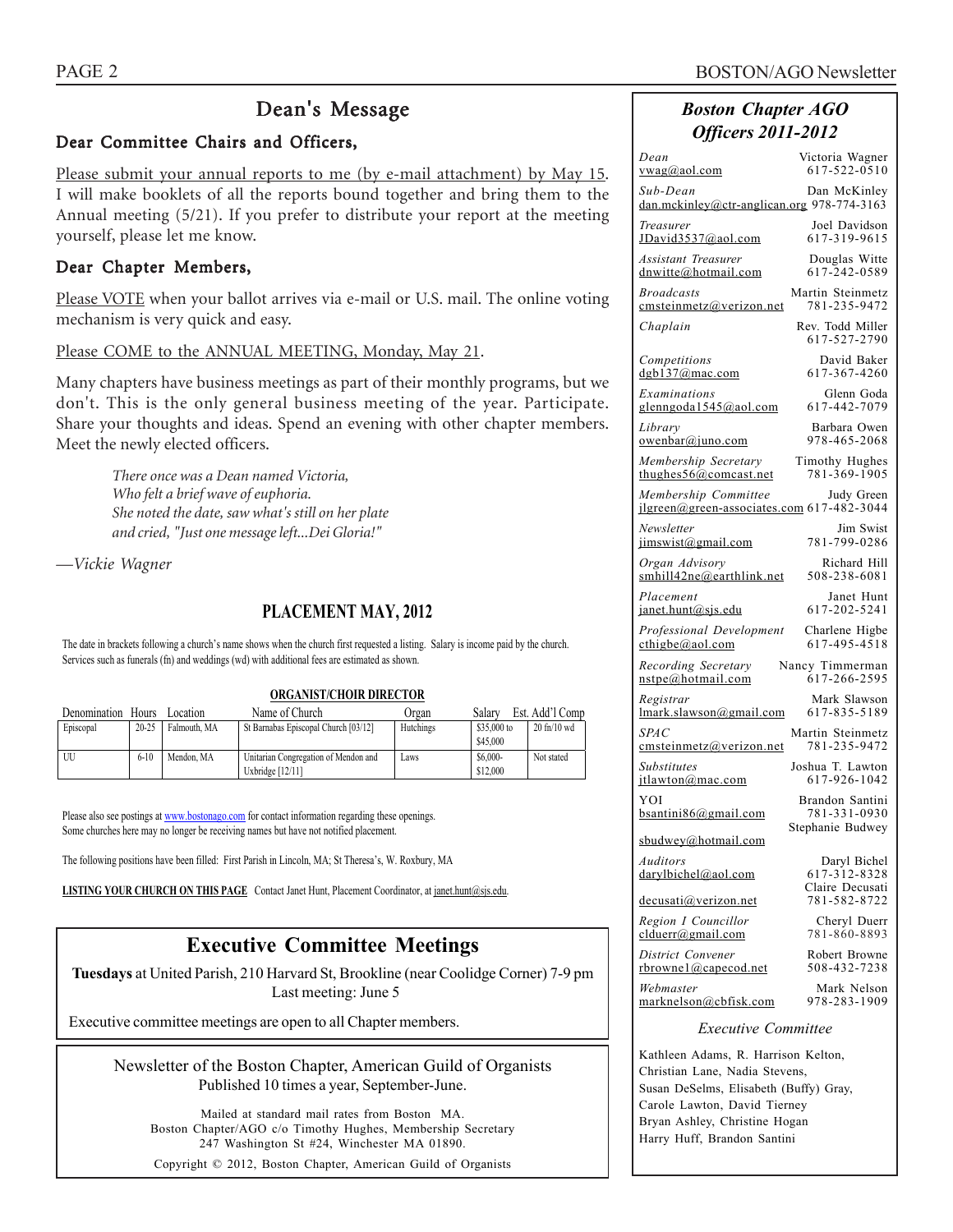## Dean's Message

### Dear Committee Chairs and Officers,

Please submit your annual reports to me (by e-mail attachment) by May 15. I will make booklets of all the reports bound together and bring them to the Annual meeting (5/21). If you prefer to distribute your report at the meeting yourself, please let me know.

### Dear Chapter Members,

Please VOTE when your ballot arrives via e-mail or U.S. mail. The online voting mechanism is very quick and easy.

Please COME to the ANNUAL MEETING, Monday, May 21.

Many chapters have business meetings as part of their monthly programs, but we don't. This is the only general business meeting of the year. Participate. Share your thoughts and ideas. Spend an evening with other chapter members. Meet the newly elected officers.

> *There once was a Dean named Victoria,*
> *Who felt a brief wave of euphoria.*
> *She noted the date, saw what's still on her plate*
> *and cried, "Just one message left...Dei Gloria!"*

—*Vickie Wagner*

## PLACEMENT MAY, 2012

The date in brackets following a church's name shows when the church first requested a listing. Salary is income paid by the church. Services such as funerals (fn) and weddings (wd) with additional fees are estimated as shown.

**ORGANIST/CHOIR DIRECTOR**

| Denomination | Hours | Location | Name of Church | Organ | Salary | Est. Add'l Comp |
|---|---|---|---|---|---|---|
| Episcopal | 20-25 | Falmouth, MA | St Barnabas Episcopal Church [03/12] | Hutchings | $35,000 to $45,000 | 20 fn/10 wd |
| UU | 6-10 | Mendon, MA | Unitarian Congregation of Mendon and Uxbridge [12/11] | Laws | $6,000-$12,000 | Not stated |

Please also see postings at www.bostonago.com for contact information regarding these openings.
Some churches here may no longer be receiving names but have not notified placement.

The following positions have been filled: First Parish in Lincoln, MA; St Theresa's, W. Roxbury, MA

**LISTING YOUR CHURCH ON THIS PAGE** Contact Janet Hunt, Placement Coordinator, at janet.hunt@sjs.edu.

## Executive Committee Meetings

**Tuesdays** at United Parish, 210 Harvard St, Brookline (near Coolidge Corner) 7-9 pm
Last meeting: June 5

Executive committee meetings are open to all Chapter members.

Newsletter of the Boston Chapter, American Guild of Organists
Published 10 times a year, September-June.

Mailed at standard mail rates from Boston MA.
Boston Chapter/AGO c/o Timothy Hughes, Membership Secretary
247 Washington St #24, Winchester MA 01890.

Copyright © 2012, Boston Chapter, American Guild of Organists

## Boston Chapter AGO Officers 2011-2012

| Position | Name | Email | Phone |
|---|---|---|---|
| *Dean* | Victoria Wagner | vwag@aol.com | 617-522-0510 |
| *Sub-Dean* | Dan McKinley | dan.mckinley@ctr-anglican.org | 978-774-3163 |
| *Treasurer* | Joel Davidson | JDavid3537@aol.com | 617-319-9615 |
| *Assistant Treasurer* | Douglas Witte | dnwitte@hotmail.com | 617-242-0589 |
| *Broadcasts* | Martin Steinmetz | cmsteinmetz@verizon.net | 781-235-9472 |
| *Chaplain* | Rev. Todd Miller | | 617-527-2790 |
| *Competitions* | David Baker | dgb137@mac.com | 617-367-4260 |
| *Examinations* | Glenn Goda | glenngoda1545@aol.com | 617-442-7079 |
| *Library* | Barbara Owen | owenbar@juno.com | 978-465-2068 |
| *Membership Secretary* | Timothy Hughes | thughes56@comcast.net | 781-369-1905 |
| *Membership Committee* | Judy Green | jlgreen@green-associates.com | 617-482-3044 |
| *Newsletter* | Jim Swist | jimswist@gmail.com | 781-799-0286 |
| *Organ Advisory* | Richard Hill | smhill42ne@earthlink.net | 508-238-6081 |
| *Placement* | Janet Hunt | janet.hunt@sjs.edu | 617-202-5241 |
| *Professional Development* | Charlene Higbe | cthigbe@aol.com | 617-495-4518 |
| *Recording Secretary* | Nancy Timmerman | nstpe@hotmail.com | 617-266-2595 |
| *Registrar* | Mark Slawson | lmark.slawson@gmail.com | 617-835-5189 |
| *SPAC* | Martin Steinmetz | cmsteinmetz@verizon.net | 781-235-9472 |
| *Substitutes* | Joshua T. Lawton | jtlawton@mac.com | 617-926-1042 |
| YOI | Brandon Santini | bsantini86@gmail.com | 781-331-0930 |
| | Stephanie Budwey | sbudwey@hotmail.com | |
| *Auditors* | Daryl Bichel | darylbichel@aol.com | 617-312-8328 |
| | Claire Decusati | decusati@verizon.net | 781-582-8722 |
| *Region I Councillor* | Cheryl Duerr | clduerr@gmail.com | 781-860-8893 |
| *District Convener* | Robert Browne | rbrowne1@capecod.net | 508-432-7238 |
| *Webmaster* | Mark Nelson | marknelson@cbfisk.com | 978-283-1909 |

*Executive Committee*

Kathleen Adams, R. Harrison Kelton, Christian Lane, Nadia Stevens, Susan DeSelms, Elisabeth (Buffy) Gray, Carole Lawton, David Tierney, Bryan Ashley, Christine Hogan, Harry Huff, Brandon Santini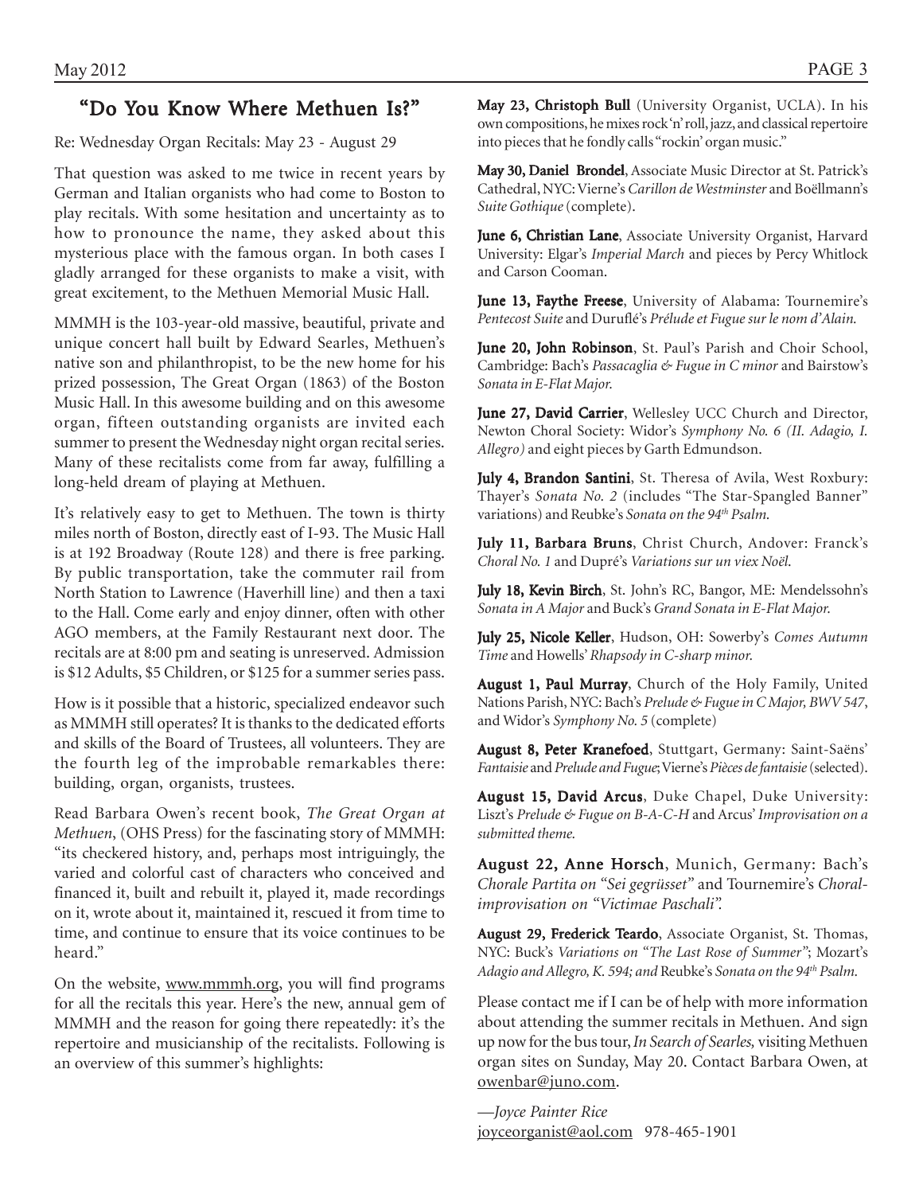## "Do You Know Where Methuen Is?"

Re: Wednesday Organ Recitals: May 23 - August 29

That question was asked to me twice in recent years by German and Italian organists who had come to Boston to play recitals. With some hesitation and uncertainty as to how to pronounce the name, they asked about this mysterious place with the famous organ. In both cases I gladly arranged for these organists to make a visit, with great excitement, to the Methuen Memorial Music Hall.

MMMH is the 103-year-old massive, beautiful, private and unique concert hall built by Edward Searles, Methuen's native son and philanthropist, to be the new home for his prized possession, The Great Organ (1863) of the Boston Music Hall. In this awesome building and on this awesome organ, fifteen outstanding organists are invited each summer to present the Wednesday night organ recital series. Many of these recitalists come from far away, fulfilling a long-held dream of playing at Methuen.

It's relatively easy to get to Methuen. The town is thirty miles north of Boston, directly east of I-93. The Music Hall is at 192 Broadway (Route 128) and there is free parking. By public transportation, take the commuter rail from North Station to Lawrence (Haverhill line) and then a taxi to the Hall. Come early and enjoy dinner, often with other AGO members, at the Family Restaurant next door. The recitals are at 8:00 pm and seating is unreserved. Admission is $12 Adults, $5 Children, or $125 for a summer series pass.

How is it possible that a historic, specialized endeavor such as MMMH still operates? It is thanks to the dedicated efforts and skills of the Board of Trustees, all volunteers. They are the fourth leg of the improbable remarkables there: building, organ, organists, trustees.

Read Barbara Owen's recent book, *The Great Organ at Methuen*, (OHS Press) for the fascinating story of MMMH: "its checkered history, and, perhaps most intriguingly, the varied and colorful cast of characters who conceived and financed it, built and rebuilt it, played it, made recordings on it, wrote about it, maintained it, rescued it from time to time, and continue to ensure that its voice continues to be heard."

On the website, www.mmmh.org, you will find programs for all the recitals this year. Here's the new, annual gem of MMMH and the reason for going there repeatedly: it's the repertoire and musicianship of the recitalists. Following is an overview of this summer's highlights:

**May 23, Christoph Bull** (University Organist, UCLA). In his own compositions, he mixes rock 'n' roll, jazz, and classical repertoire into pieces that he fondly calls "rockin' organ music."

**May 30, Daniel Brondel**, Associate Music Director at St. Patrick's Cathedral, NYC: Vierne's *Carillon de Westminster* and Boëllmann's *Suite Gothique* (complete).

**June 6, Christian Lane**, Associate University Organist, Harvard University: Elgar's *Imperial March* and pieces by Percy Whitlock and Carson Cooman.

**June 13, Faythe Freese**, University of Alabama: Tournemire's *Pentecost Suite* and Duruflé's *Prélude et Fugue sur le nom d'Alain.*

**June 20, John Robinson**, St. Paul's Parish and Choir School, Cambridge: Bach's *Passacaglia & Fugue in C minor* and Bairstow's *Sonata in E-Flat Major.*

**June 27, David Carrier**, Wellesley UCC Church and Director, Newton Choral Society: Widor's *Symphony No. 6 (II. Adagio, I. Allegro)* and eight pieces by Garth Edmundson.

**July 4, Brandon Santini**, St. Theresa of Avila, West Roxbury: Thayer's *Sonata No. 2* (includes "The Star-Spangled Banner" variations) and Reubke's *Sonata on the 94th Psalm.*

**July 11, Barbara Bruns**, Christ Church, Andover: Franck's *Choral No. 1* and Dupré's *Variations sur un viex Noël.*

**July 18, Kevin Birch**, St. John's RC, Bangor, ME: Mendelssohn's *Sonata in A Major* and Buck's *Grand Sonata in E-Flat Major.*

**July 25, Nicole Keller**, Hudson, OH: Sowerby's *Comes Autumn Time* and Howells' *Rhapsody in C-sharp minor.*

**August 1, Paul Murray**, Church of the Holy Family, United Nations Parish, NYC: Bach's *Prelude & Fugue in C Major, BWV 547*, and Widor's *Symphony No. 5* (complete)

**August 8, Peter Kranefoed**, Stuttgart, Germany: Saint-Saëns' *Fantaisie* and *Prelude and Fugue*; Vierne's *Pièces de fantaisie* (selected).

**August 15, David Arcus**, Duke Chapel, Duke University: Liszt's *Prelude & Fugue on B-A-C-H* and Arcus' *Improvisation on a submitted theme.*

**August 22, Anne Horsch**, Munich, Germany: Bach's *Chorale Partita on "Sei gegrüsset"* and Tournemire's *Choral-improvisation on "Victimae Paschali".*

**August 29, Frederick Teardo**, Associate Organist, St. Thomas, NYC: Buck's *Variations on "The Last Rose of Summer"*; Mozart's *Adagio and Allegro, K. 594; and* Reubke's *Sonata on the 94th Psalm.*

Please contact me if I can be of help with more information about attending the summer recitals in Methuen. And sign up now for the bus tour, *In Search of Searles,* visiting Methuen organ sites on Sunday, May 20. Contact Barbara Owen, at owenbar@juno.com.

*—Joyce Painter Rice*
joyceorganist@aol.com 978-465-1901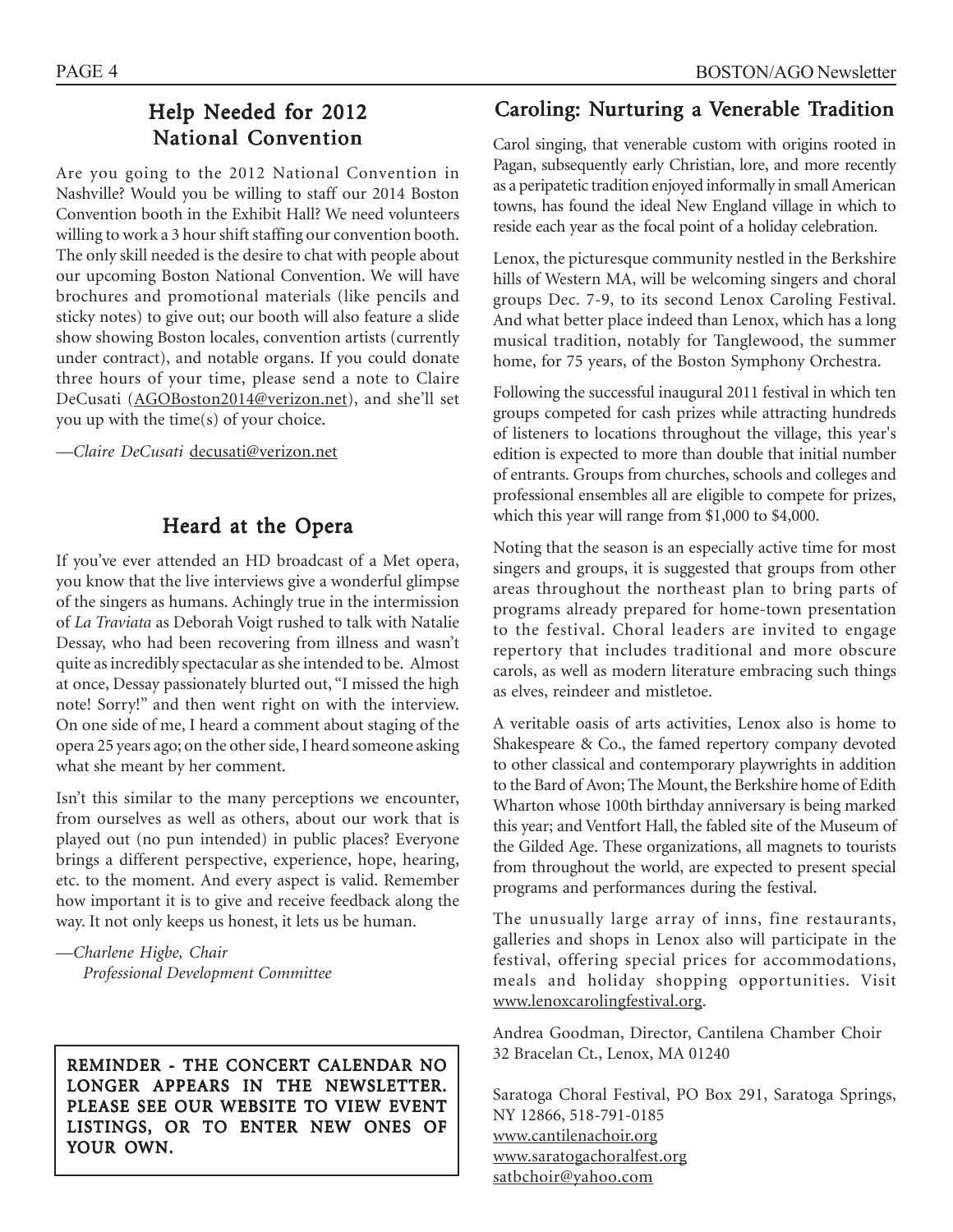## Help Needed for 2012 National Convention

Are you going to the 2012 National Convention in Nashville? Would you be willing to staff our 2014 Boston Convention booth in the Exhibit Hall? We need volunteers willing to work a 3 hour shift staffing our convention booth. The only skill needed is the desire to chat with people about our upcoming Boston National Convention. We will have brochures and promotional materials (like pencils and sticky notes) to give out; our booth will also feature a slide show showing Boston locales, convention artists (currently under contract), and notable organs. If you could donate three hours of your time, please send a note to Claire DeCusati (AGOBoston2014@verizon.net), and she'll set you up with the time(s) of your choice.

—*Claire DeCusati* decusati@verizon.net

## Heard at the Opera

If you've ever attended an HD broadcast of a Met opera, you know that the live interviews give a wonderful glimpse of the singers as humans. Achingly true in the intermission of *La Traviata* as Deborah Voigt rushed to talk with Natalie Dessay, who had been recovering from illness and wasn't quite as incredibly spectacular as she intended to be. Almost at once, Dessay passionately blurted out, "I missed the high note! Sorry!" and then went right on with the interview. On one side of me, I heard a comment about staging of the opera 25 years ago; on the other side, I heard someone asking what she meant by her comment.

Isn't this similar to the many perceptions we encounter, from ourselves as well as others, about our work that is played out (no pun intended) in public places? Everyone brings a different perspective, experience, hope, hearing, etc. to the moment. And every aspect is valid. Remember how important it is to give and receive feedback along the way. It not only keeps us honest, it lets us be human.

—*Charlene Higbe, Chair*
*Professional Development Committee*

**REMINDER - THE CONCERT CALENDAR NO LONGER APPEARS IN THE NEWSLETTER. PLEASE SEE OUR WEBSITE TO VIEW EVENT LISTINGS, OR TO ENTER NEW ONES OF YOUR OWN.**

## Caroling: Nurturing a Venerable Tradition

Carol singing, that venerable custom with origins rooted in Pagan, subsequently early Christian, lore, and more recently as a peripatetic tradition enjoyed informally in small American towns, has found the ideal New England village in which to reside each year as the focal point of a holiday celebration.

Lenox, the picturesque community nestled in the Berkshire hills of Western MA, will be welcoming singers and choral groups Dec. 7-9, to its second Lenox Caroling Festival. And what better place indeed than Lenox, which has a long musical tradition, notably for Tanglewood, the summer home, for 75 years, of the Boston Symphony Orchestra.

Following the successful inaugural 2011 festival in which ten groups competed for cash prizes while attracting hundreds of listeners to locations throughout the village, this year's edition is expected to more than double that initial number of entrants. Groups from churches, schools and colleges and professional ensembles all are eligible to compete for prizes, which this year will range from $1,000 to $4,000.

Noting that the season is an especially active time for most singers and groups, it is suggested that groups from other areas throughout the northeast plan to bring parts of programs already prepared for home-town presentation to the festival. Choral leaders are invited to engage repertory that includes traditional and more obscure carols, as well as modern literature embracing such things as elves, reindeer and mistletoe.

A veritable oasis of arts activities, Lenox also is home to Shakespeare & Co., the famed repertory company devoted to other classical and contemporary playwrights in addition to the Bard of Avon; The Mount, the Berkshire home of Edith Wharton whose 100th birthday anniversary is being marked this year; and Ventfort Hall, the fabled site of the Museum of the Gilded Age. These organizations, all magnets to tourists from throughout the world, are expected to present special programs and performances during the festival.

The unusually large array of inns, fine restaurants, galleries and shops in Lenox also will participate in the festival, offering special prices for accommodations, meals and holiday shopping opportunities. Visit www.lenoxcarolingfestival.org.

Andrea Goodman, Director, Cantilena Chamber Choir
32 Bracelan Ct., Lenox, MA 01240

Saratoga Choral Festival, PO Box 291, Saratoga Springs, NY 12866, 518-791-0185
www.cantilenachoir.org
www.saratogachoralfest.org
satbchoir@yahoo.com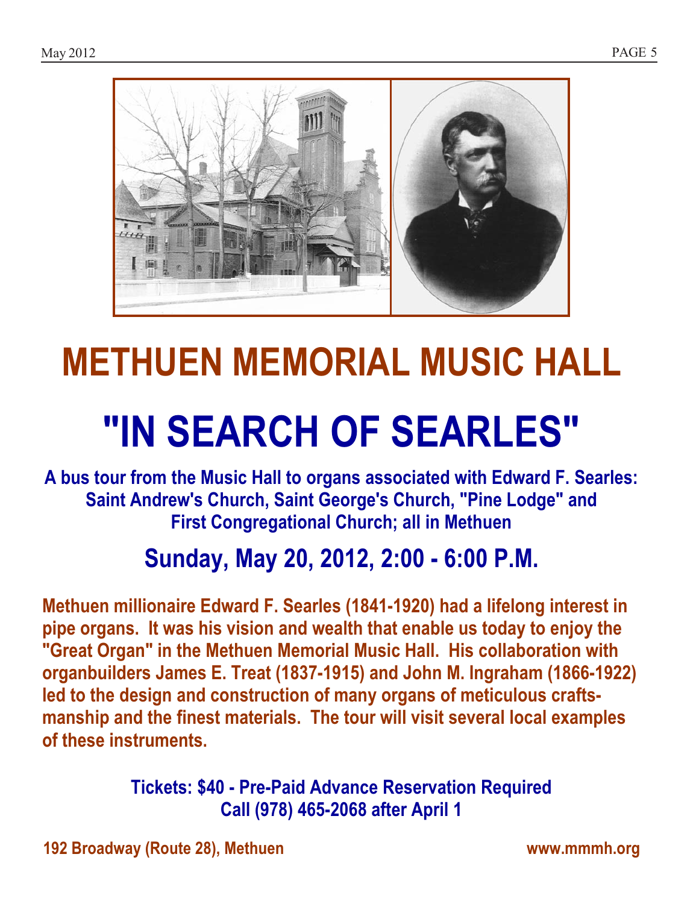# METHUEN MEMORIAL MUSIC HALL

# "IN SEARCH OF SEARLES"

**A bus tour from the Music Hall to organs associated with Edward F. Searles: Saint Andrew's Church, Saint George's Church, "Pine Lodge" and First Congregational Church; all in Methuen**

## Sunday, May 20, 2012, 2:00 - 6:00 P.M.

**Methuen millionaire Edward F. Searles (1841-1920) had a lifelong interest in pipe organs. It was his vision and wealth that enable us today to enjoy the "Great Organ" in the Methuen Memorial Music Hall. His collaboration with organbuilders James E. Treat (1837-1915) and John M. Ingraham (1866-1922) led to the design and construction of many organs of meticulous craftsmanship and the finest materials. The tour will visit several local examples of these instruments.**

**Tickets: $40 - Pre-Paid Advance Reservation Required**
**Call (978) 465-2068 after April 1**

**192 Broadway (Route 28), Methuen** **www.mmmh.org**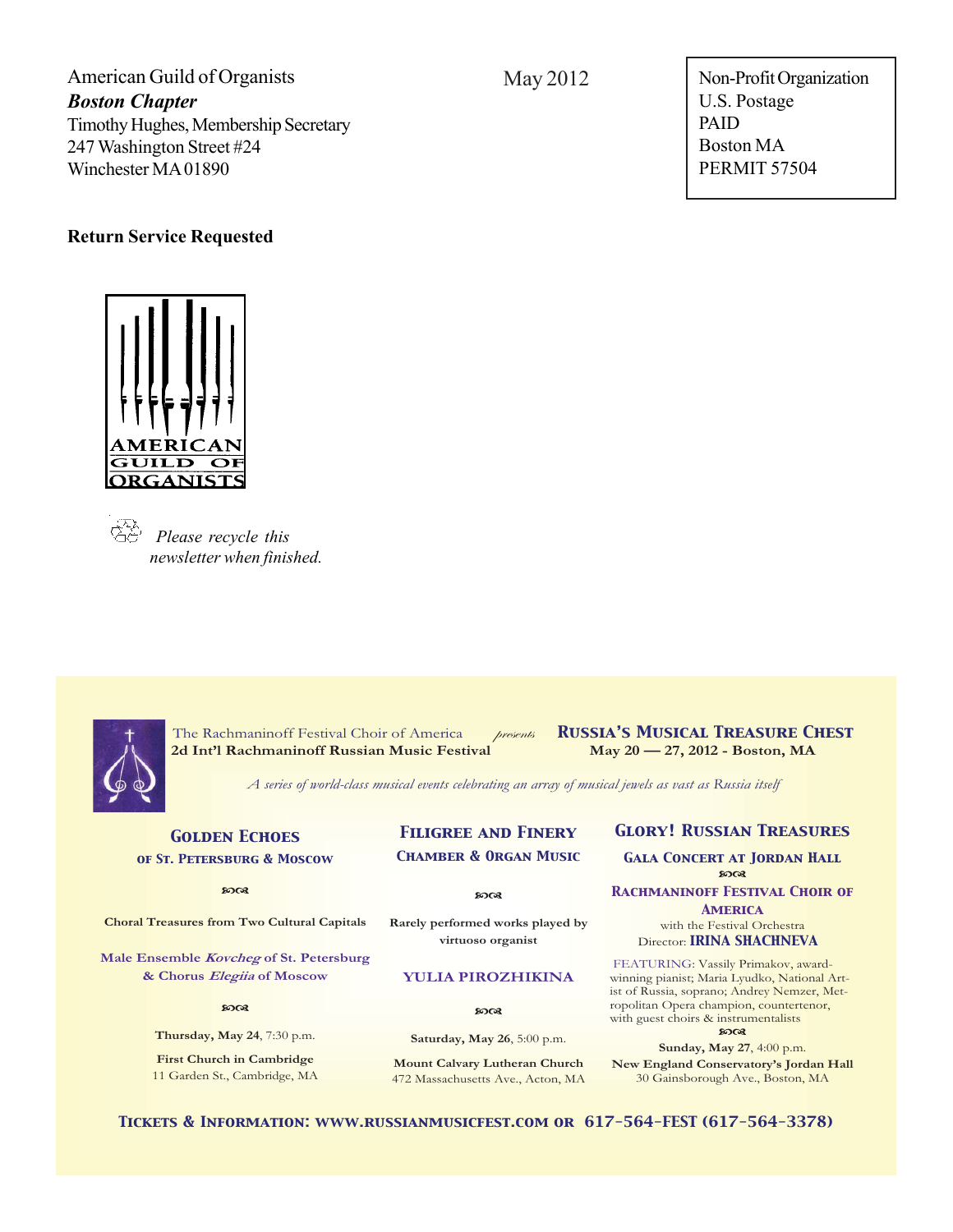American Guild of Organists
***Boston Chapter***
Timothy Hughes, Membership Secretary
247 Washington Street #24
Winchester MA 01890

May 2012

Non-Profit Organization
U.S. Postage
PAID
Boston MA
PERMIT 57504

**Return Service Requested**

AMERICAN GUILD OF ORGANISTS

*Please recycle this newsletter when finished.*

The Rachmaninoff Festival Choir of America *presents*
**2d Int'l Rachmaninoff Russian Music Festival**

**RUSSIA'S MUSICAL TREASURE CHEST**
**May 20 — 27, 2012 - Boston, MA**

*A series of world-class musical events celebrating an array of musical jewels as vast as Russia itself*

## GOLDEN ECHOES
### OF ST. PETERSBURG & MOSCOW

**Choral Treasures from Two Cultural Capitals**

Male Ensemble *Kovcheg* of St. Petersburg & Chorus *Elegiia* of Moscow

**Thursday, May 24**, 7:30 p.m.

**First Church in Cambridge**
11 Garden St., Cambridge, MA

## FILIGREE AND FINERY
### CHAMBER & ORGAN MUSIC

**Rarely performed works played by virtuoso organist**

YULIA PIROZHIKINA

**Saturday, May 26**, 5:00 p.m.

**Mount Calvary Lutheran Church**
472 Massachusetts Ave., Acton, MA

## GLORY! RUSSIAN TREASURES
### GALA CONCERT AT JORDAN HALL

RACHMANINOFF FESTIVAL CHOIR OF AMERICA
with the Festival Orchestra
Director: **IRINA SHACHNEVA**

FEATURING: Vassily Primakov, award-winning pianist; Maria Lyudko, National Artist of Russia, soprano; Andrey Nemzer, Metropolitan Opera champion, countertenor, with guest choirs & instrumentalists

**Sunday, May 27**, 4:00 p.m.

**New England Conservatory's Jordan Hall**
30 Gainsborough Ave., Boston, MA

**TICKETS & INFORMATION: WWW.RUSSIANMUSICFEST.COM OR 617-564-FEST (617-564-3378)**